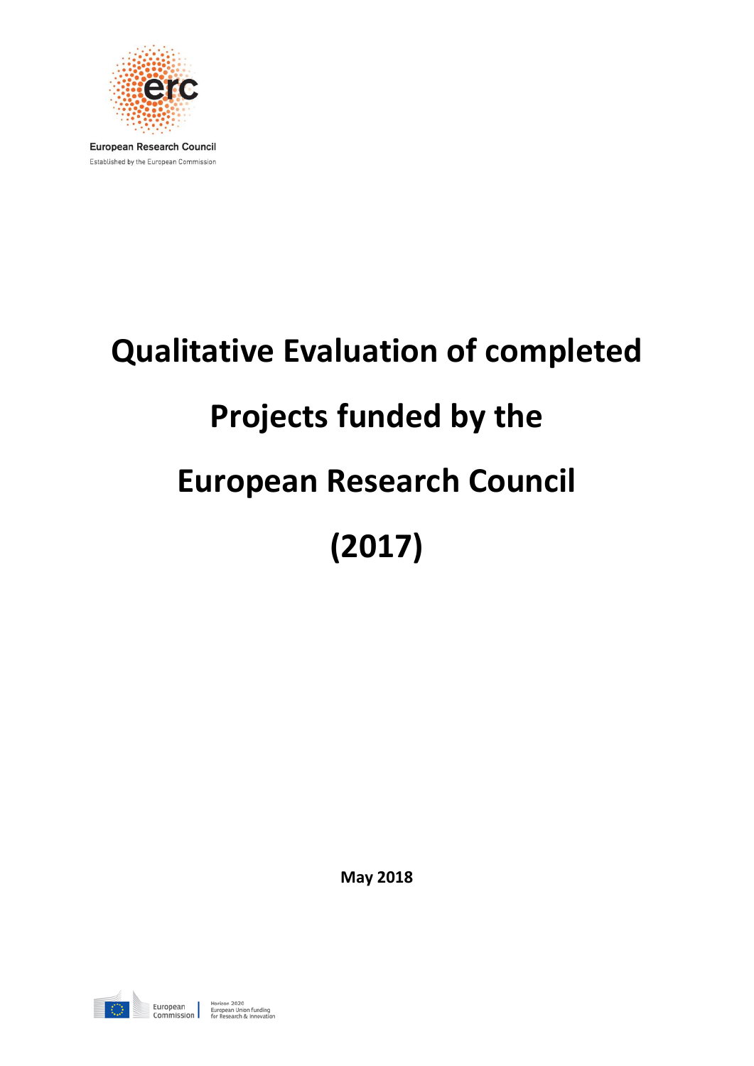European Research Council

Established by the European Commission

# Qualitative Evaluation of completed Projects funded by the European Research Council (2017)

**May 2018**

European Commission

Horizon 2020 European Union funding for Research & Innovation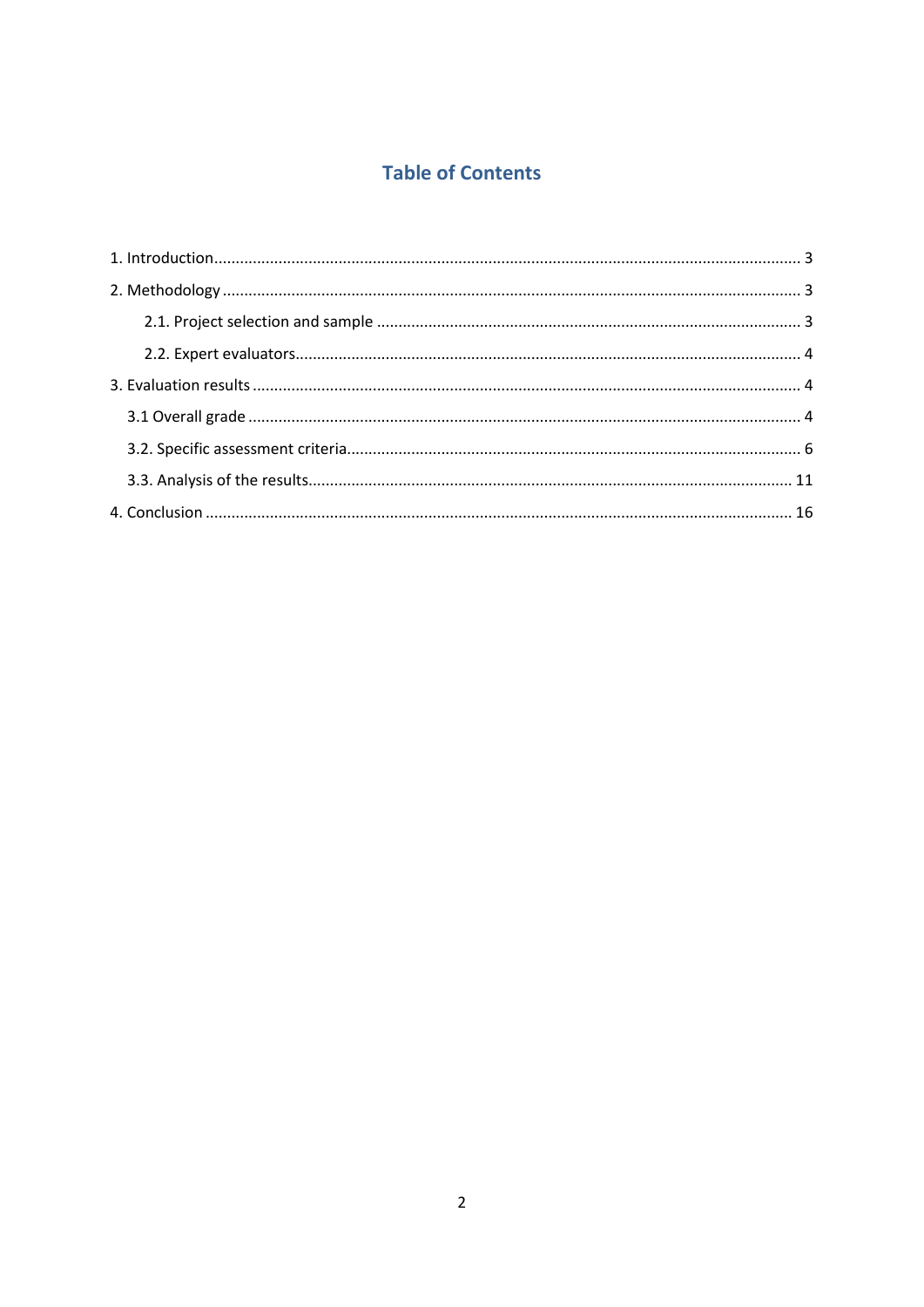# Table of Contents

1. Introduction ........................................................................................................................................ 3
2. Methodology ....................................................................................................................................... 3
    2.1. Project selection and sample .................................................................................................. 3
    2.2. Expert evaluators..................................................................................................................... 4
3. Evaluation results ............................................................................................................................... 4
    3.1 Overall grade ............................................................................................................................... 4
    3.2. Specific assessment criteria......................................................................................................... 6
    3.3. Analysis of the results................................................................................................................ 11
4. Conclusion ........................................................................................................................................ 16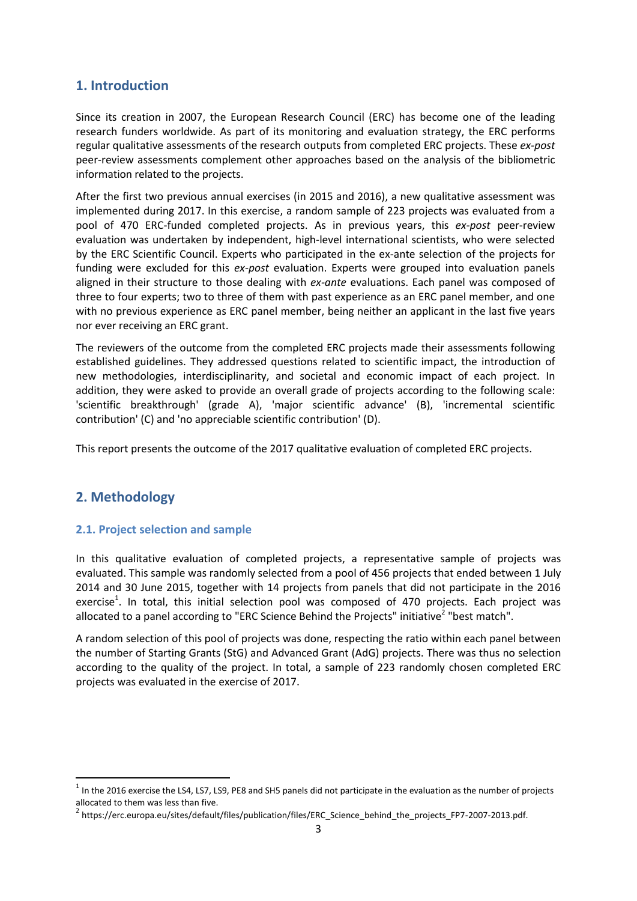## 1. Introduction

Since its creation in 2007, the European Research Council (ERC) has become one of the leading research funders worldwide. As part of its monitoring and evaluation strategy, the ERC performs regular qualitative assessments of the research outputs from completed ERC projects. These *ex-post* peer-review assessments complement other approaches based on the analysis of the bibliometric information related to the projects.

After the first two previous annual exercises (in 2015 and 2016), a new qualitative assessment was implemented during 2017. In this exercise, a random sample of 223 projects was evaluated from a pool of 470 ERC-funded completed projects. As in previous years, this *ex-post* peer-review evaluation was undertaken by independent, high-level international scientists, who were selected by the ERC Scientific Council. Experts who participated in the ex-ante selection of the projects for funding were excluded for this *ex-post* evaluation. Experts were grouped into evaluation panels aligned in their structure to those dealing with *ex-ante* evaluations. Each panel was composed of three to four experts; two to three of them with past experience as an ERC panel member, and one with no previous experience as ERC panel member, being neither an applicant in the last five years nor ever receiving an ERC grant.

The reviewers of the outcome from the completed ERC projects made their assessments following established guidelines. They addressed questions related to scientific impact, the introduction of new methodologies, interdisciplinarity, and societal and economic impact of each project. In addition, they were asked to provide an overall grade of projects according to the following scale: 'scientific breakthrough' (grade A), 'major scientific advance' (B), 'incremental scientific contribution' (C) and 'no appreciable scientific contribution' (D).

This report presents the outcome of the 2017 qualitative evaluation of completed ERC projects.

## 2. Methodology

### 2.1. Project selection and sample

In this qualitative evaluation of completed projects, a representative sample of projects was evaluated. This sample was randomly selected from a pool of 456 projects that ended between 1 July 2014 and 30 June 2015, together with 14 projects from panels that did not participate in the 2016 exercise[1]. In total, this initial selection pool was composed of 470 projects. Each project was allocated to a panel according to "ERC Science Behind the Projects" initiative[2] "best match".

A random selection of this pool of projects was done, respecting the ratio within each panel between the number of Starting Grants (StG) and Advanced Grant (AdG) projects. There was thus no selection according to the quality of the project. In total, a sample of 223 randomly chosen completed ERC projects was evaluated in the exercise of 2017.

---

[1] In the 2016 exercise the LS4, LS7, LS9, PE8 and SH5 panels did not participate in the evaluation as the number of projects allocated to them was less than five.

[2] https://erc.europa.eu/sites/default/files/publication/files/ERC_Science_behind_the_projects_FP7-2007-2013.pdf.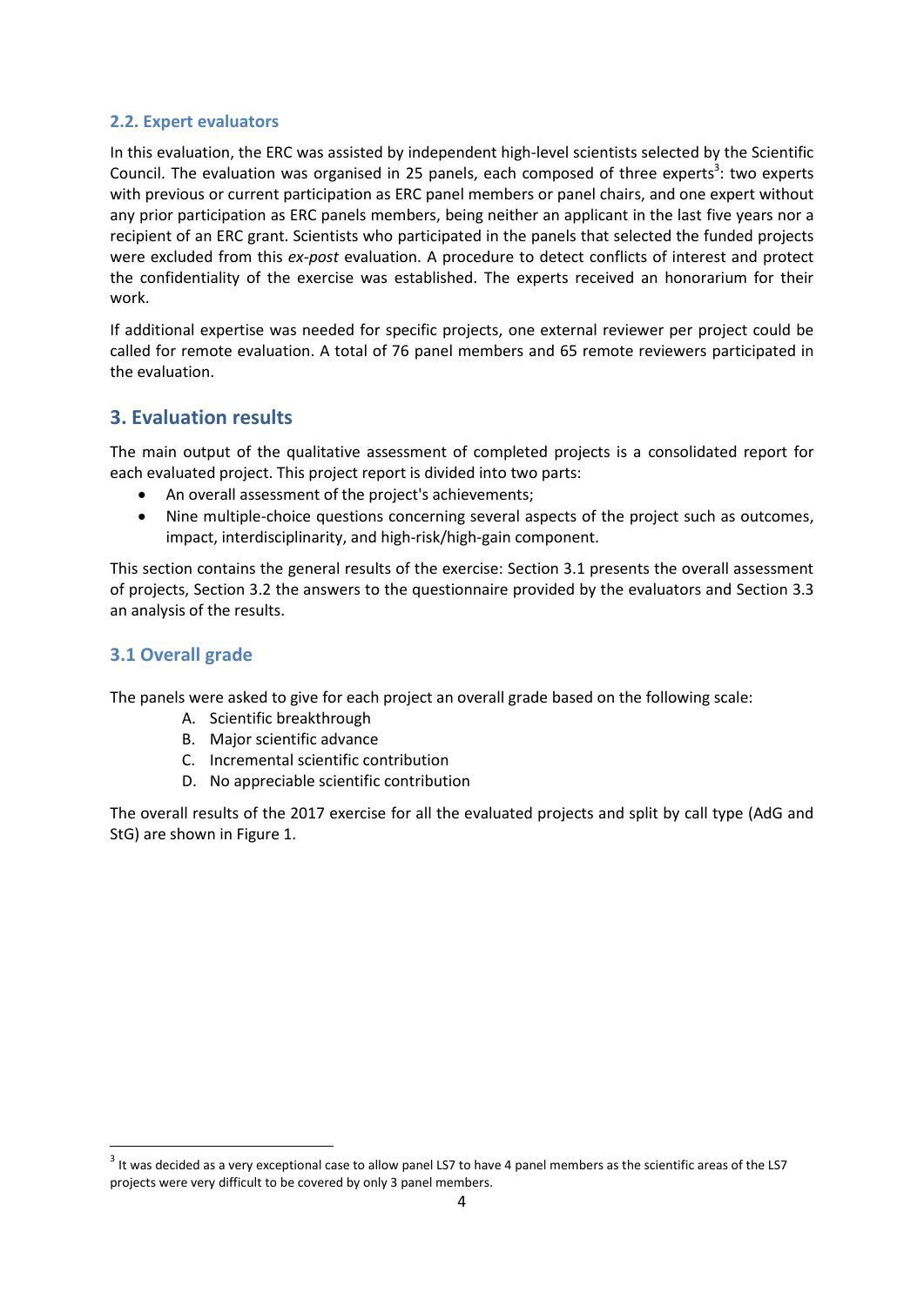### 2.2. Expert evaluators

In this evaluation, the ERC was assisted by independent high-level scientists selected by the Scientific Council. The evaluation was organised in 25 panels, each composed of three experts[3]: two experts with previous or current participation as ERC panel members or panel chairs, and one expert without any prior participation as ERC panels members, being neither an applicant in the last five years nor a recipient of an ERC grant. Scientists who participated in the panels that selected the funded projects were excluded from this *ex-post* evaluation. A procedure to detect conflicts of interest and protect the confidentiality of the exercise was established. The experts received an honorarium for their work.

If additional expertise was needed for specific projects, one external reviewer per project could be called for remote evaluation. A total of 76 panel members and 65 remote reviewers participated in the evaluation.

## 3. Evaluation results

The main output of the qualitative assessment of completed projects is a consolidated report for each evaluated project. This project report is divided into two parts:

- An overall assessment of the project's achievements;
- Nine multiple-choice questions concerning several aspects of the project such as outcomes, impact, interdisciplinarity, and high-risk/high-gain component.

This section contains the general results of the exercise: Section 3.1 presents the overall assessment of projects, Section 3.2 the answers to the questionnaire provided by the evaluators and Section 3.3 an analysis of the results.

### 3.1 Overall grade

The panels were asked to give for each project an overall grade based on the following scale:

A. Scientific breakthrough
B. Major scientific advance
C. Incremental scientific contribution
D. No appreciable scientific contribution

The overall results of the 2017 exercise for all the evaluated projects and split by call type (AdG and StG) are shown in Figure 1.

[3] It was decided as a very exceptional case to allow panel LS7 to have 4 panel members as the scientific areas of the LS7 projects were very difficult to be covered by only 3 panel members.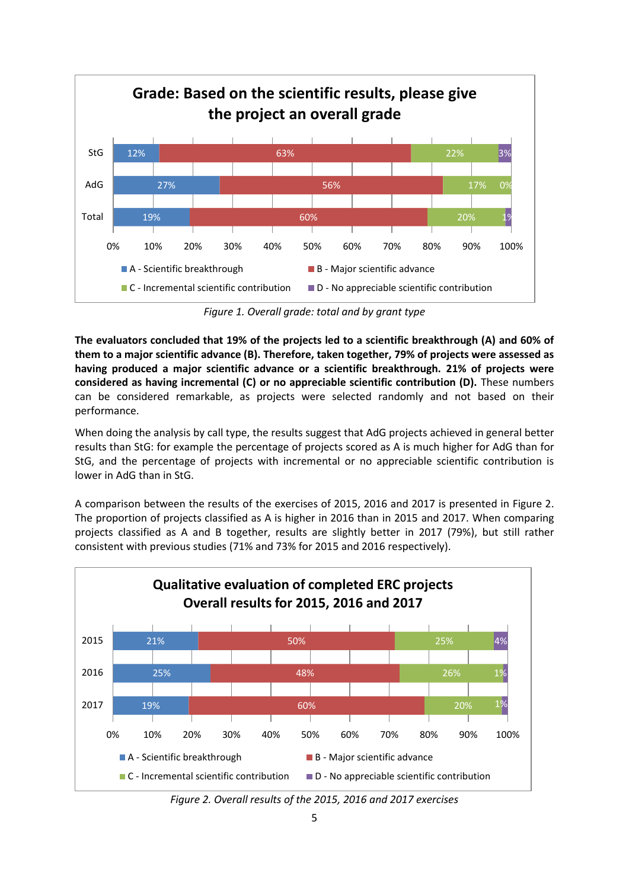**Grade: Based on the scientific results, please give the project an overall grade**

| | A - Scientific breakthrough | B - Major scientific advance | C - Incremental scientific contribution | D - No appreciable scientific contribution |
|---|---|---|---|---|
| StG | 12% | 63% | 22% | 3% |
| AdG | 27% | 56% | 17% | 0% |
| Total | 19% | 60% | 20% | 1% |

*Figure 1. Overall grade: total and by grant type*

**The evaluators concluded that 19% of the projects led to a scientific breakthrough (A) and 60% of them to a major scientific advance (B). Therefore, taken together, 79% of projects were assessed as having produced a major scientific advance or a scientific breakthrough. 21% of projects were considered as having incremental (C) or no appreciable scientific contribution (D).** These numbers can be considered remarkable, as projects were selected randomly and not based on their performance.

When doing the analysis by call type, the results suggest that AdG projects achieved in general better results than StG: for example the percentage of projects scored as A is much higher for AdG than for StG, and the percentage of projects with incremental or no appreciable scientific contribution is lower in AdG than in StG.

A comparison between the results of the exercises of 2015, 2016 and 2017 is presented in Figure 2. The proportion of projects classified as A is higher in 2016 than in 2015 and 2017. When comparing projects classified as A and B together, results are slightly better in 2017 (79%), but still rather consistent with previous studies (71% and 73% for 2015 and 2016 respectively).

**Qualitative evaluation of completed ERC projects Overall results for 2015, 2016 and 2017**

| | A - Scientific breakthrough | B - Major scientific advance | C - Incremental scientific contribution | D - No appreciable scientific contribution |
|---|---|---|---|---|
| 2015 | 21% | 50% | 25% | 4% |
| 2016 | 25% | 48% | 26% | 1% |
| 2017 | 19% | 60% | 20% | 1% |

*Figure 2. Overall results of the 2015, 2016 and 2017 exercises*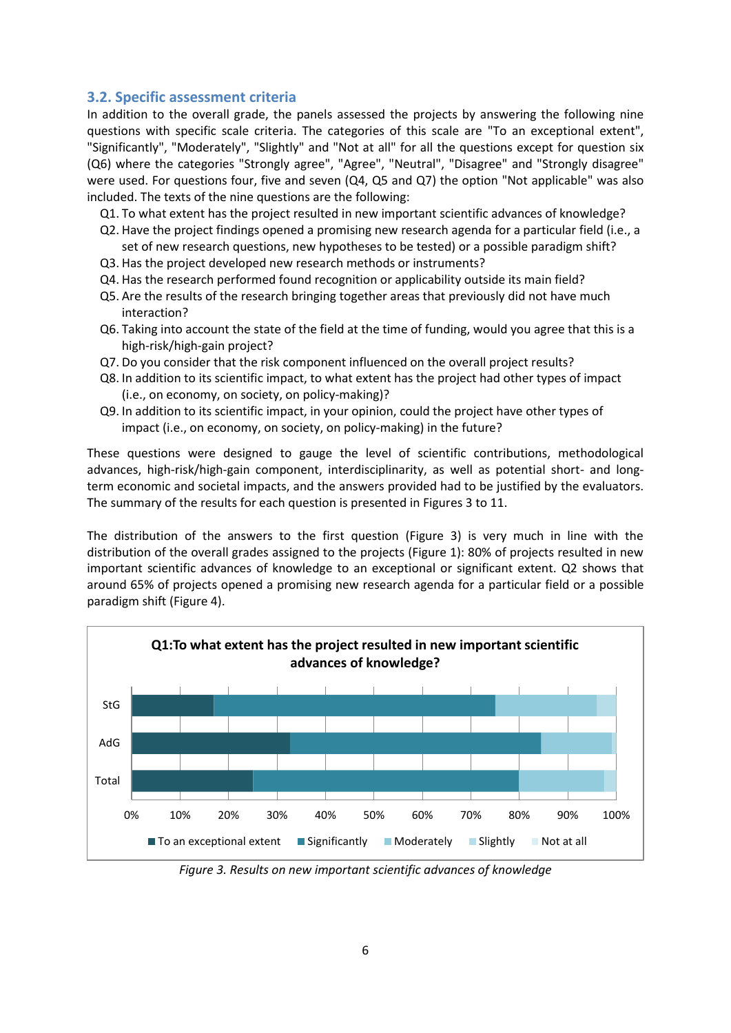### 3.2. Specific assessment criteria

In addition to the overall grade, the panels assessed the projects by answering the following nine questions with specific scale criteria. The categories of this scale are "To an exceptional extent", "Significantly", "Moderately", "Slightly" and "Not at all" for all the questions except for question six (Q6) where the categories "Strongly agree", "Agree", "Neutral", "Disagree" and "Strongly disagree" were used. For questions four, five and seven (Q4, Q5 and Q7) the option "Not applicable" was also included. The texts of the nine questions are the following:

- Q1. To what extent has the project resulted in new important scientific advances of knowledge?
- Q2. Have the project findings opened a promising new research agenda for a particular field (i.e., a set of new research questions, new hypotheses to be tested) or a possible paradigm shift?
- Q3. Has the project developed new research methods or instruments?
- Q4. Has the research performed found recognition or applicability outside its main field?
- Q5. Are the results of the research bringing together areas that previously did not have much interaction?
- Q6. Taking into account the state of the field at the time of funding, would you agree that this is a high-risk/high-gain project?
- Q7. Do you consider that the risk component influenced on the overall project results?
- Q8. In addition to its scientific impact, to what extent has the project had other types of impact (i.e., on economy, on society, on policy-making)?
- Q9. In addition to its scientific impact, in your opinion, could the project have other types of impact (i.e., on economy, on society, on policy-making) in the future?

These questions were designed to gauge the level of scientific contributions, methodological advances, high-risk/high-gain component, interdisciplinarity, as well as potential short- and long-term economic and societal impacts, and the answers provided had to be justified by the evaluators. The summary of the results for each question is presented in Figures 3 to 11.

The distribution of the answers to the first question (Figure 3) is very much in line with the distribution of the overall grades assigned to the projects (Figure 1): 80% of projects resulted in new important scientific advances of knowledge to an exceptional or significant extent. Q2 shows that around 65% of projects opened a promising new research agenda for a particular field or a possible paradigm shift (Figure 4).

**Q1:To what extent has the project resulted in new important scientific advances of knowledge?**

StG, AdG, Total — 0% to 100%

■ To an exceptional extent ■ Significantly ■ Moderately ■ Slightly ■ Not at all

*Figure 3. Results on new important scientific advances of knowledge*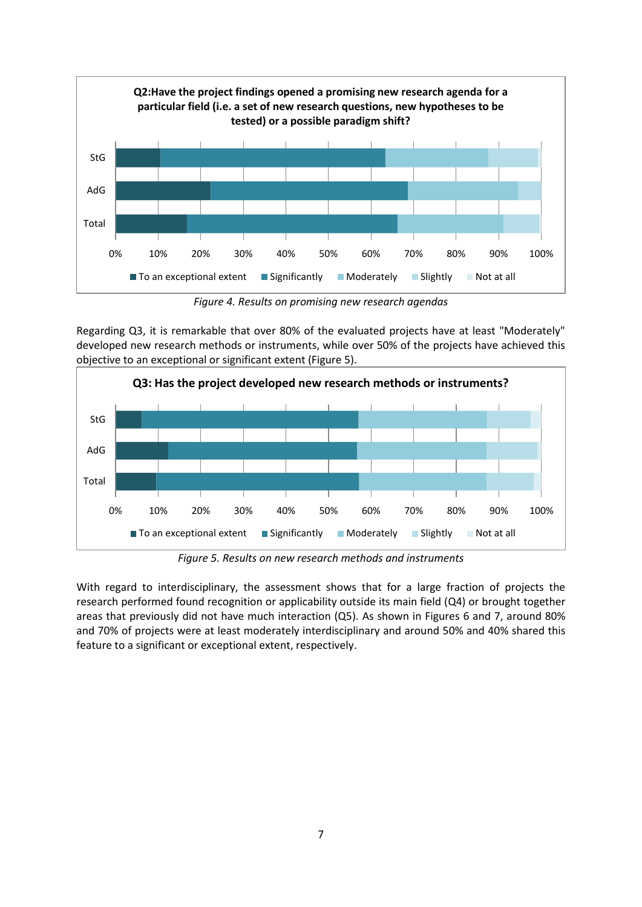Figure 4. Results on promising new research agendas

Regarding Q3, it is remarkable that over 80% of the evaluated projects have at least "Moderately" developed new research methods or instruments, while over 50% of the projects have achieved this objective to an exceptional or significant extent (Figure 5).

Figure 5. Results on new research methods and instruments

With regard to interdisciplinary, the assessment shows that for a large fraction of projects the research performed found recognition or applicability outside its main field (Q4) or brought together areas that previously did not have much interaction (Q5). As shown in Figures 6 and 7, around 80% and 70% of projects were at least moderately interdisciplinary and around 50% and 40% shared this feature to a significant or exceptional extent, respectively.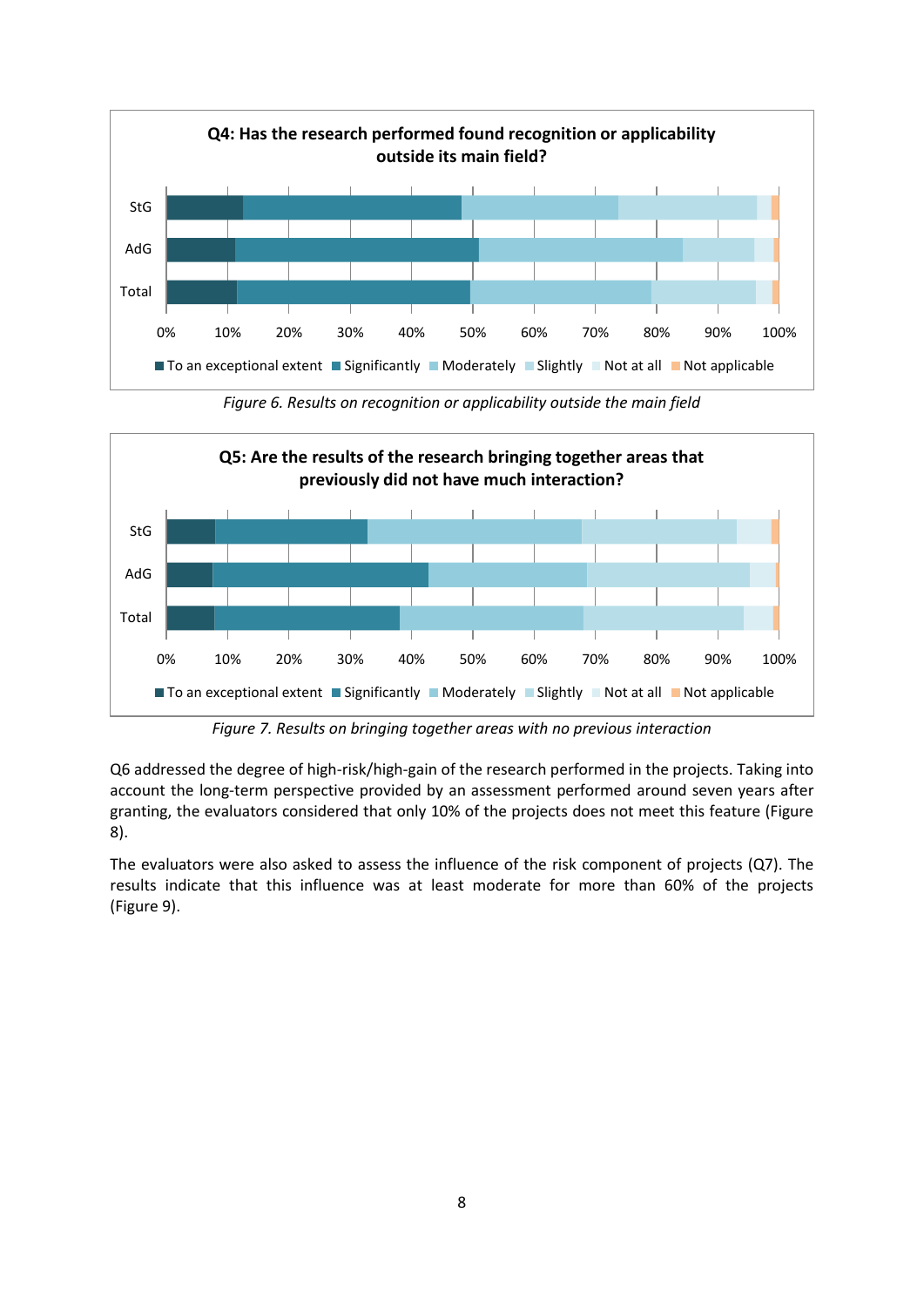**Q4: Has the research performed found recognition or applicability outside its main field?**

*Figure 6. Results on recognition or applicability outside the main field*

**Q5: Are the results of the research bringing together areas that previously did not have much interaction?**

*Figure 7. Results on bringing together areas with no previous interaction*

Q6 addressed the degree of high-risk/high-gain of the research performed in the projects. Taking into account the long-term perspective provided by an assessment performed around seven years after granting, the evaluators considered that only 10% of the projects does not meet this feature (Figure 8).

The evaluators were also asked to assess the influence of the risk component of projects (Q7). The results indicate that this influence was at least moderate for more than 60% of the projects (Figure 9).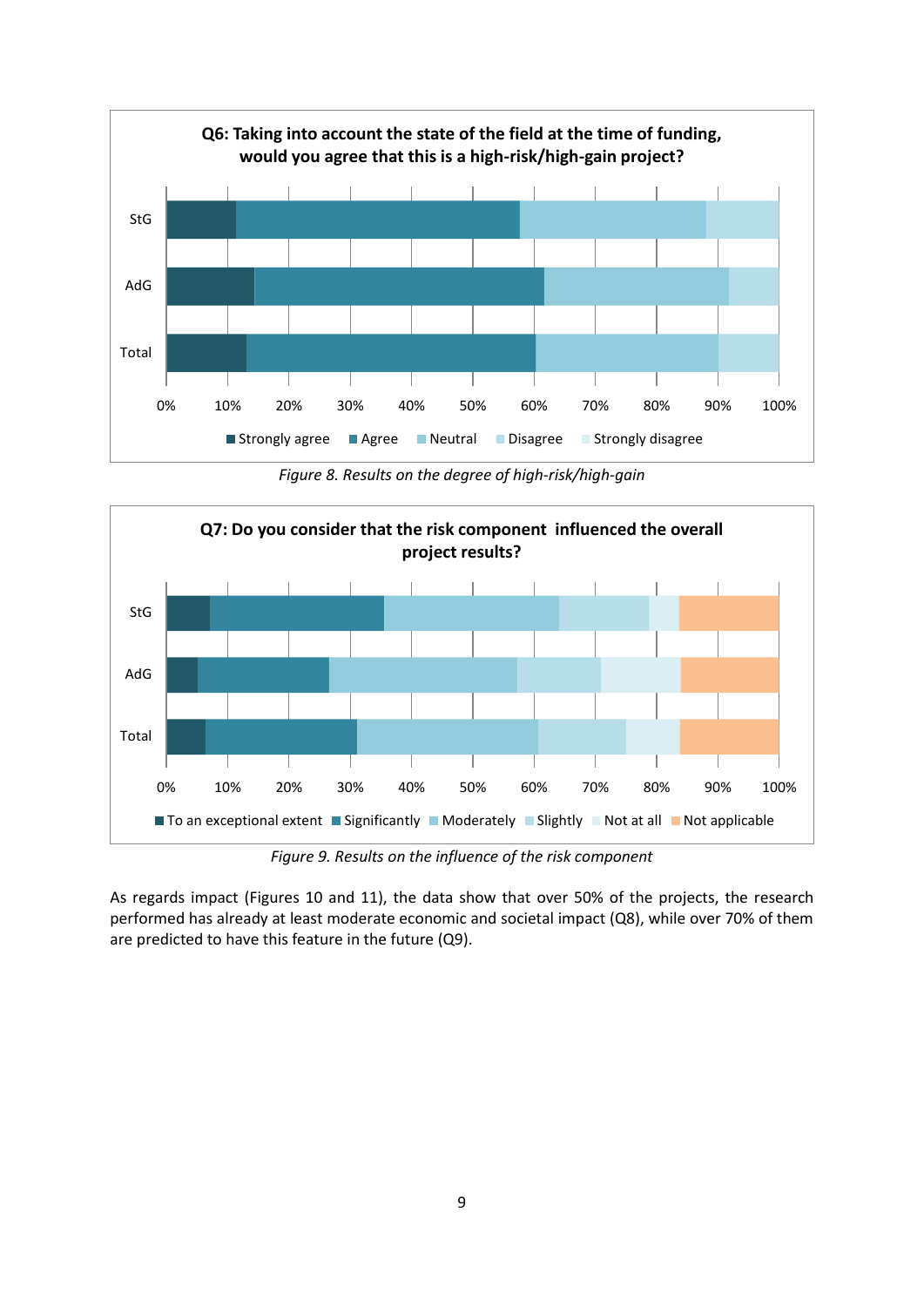**Q6: Taking into account the state of the field at the time of funding, would you agree that this is a high-risk/high-gain project?**

*Figure 8. Results on the degree of high-risk/high-gain*

**Q7: Do you consider that the risk component influenced the overall project results?**

*Figure 9. Results on the influence of the risk component*

As regards impact (Figures 10 and 11), the data show that over 50% of the projects, the research performed has already at least moderate economic and societal impact (Q8), while over 70% of them are predicted to have this feature in the future (Q9).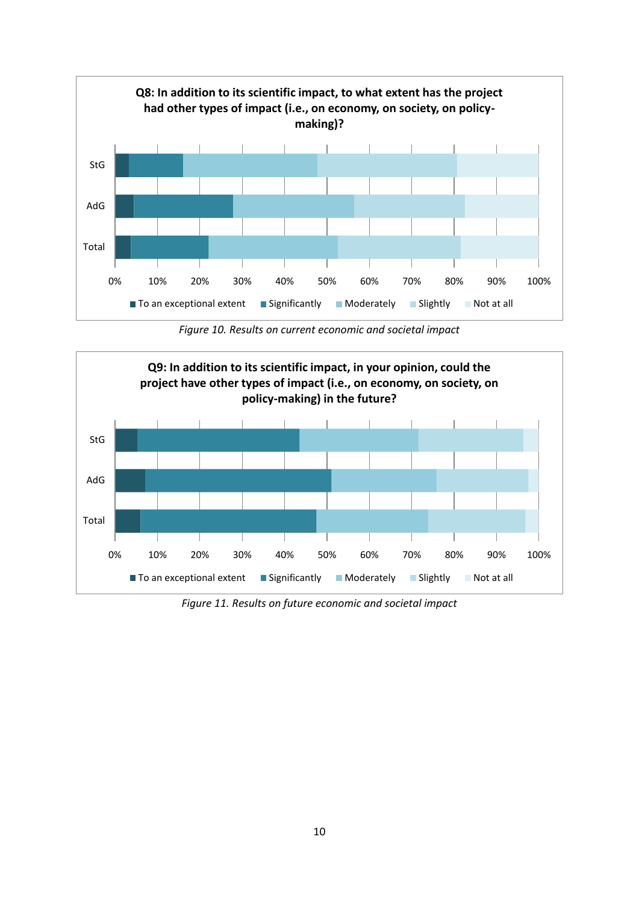**Q8: In addition to its scientific impact, to what extent has the project had other types of impact (i.e., on economy, on society, on policy-making)?**

StG, AdG, Total

0%, 10%, 20%, 30%, 40%, 50%, 60%, 70%, 80%, 90%, 100%

To an exceptional extent, Significantly, Moderately, Slightly, Not at all

*Figure 10. Results on current economic and societal impact*

**Q9: In addition to its scientific impact, in your opinion, could the project have other types of impact (i.e., on economy, on society, on policy-making) in the future?**

StG, AdG, Total

0%, 10%, 20%, 30%, 40%, 50%, 60%, 70%, 80%, 90%, 100%

To an exceptional extent, Significantly, Moderately, Slightly, Not at all

*Figure 11. Results on future economic and societal impact*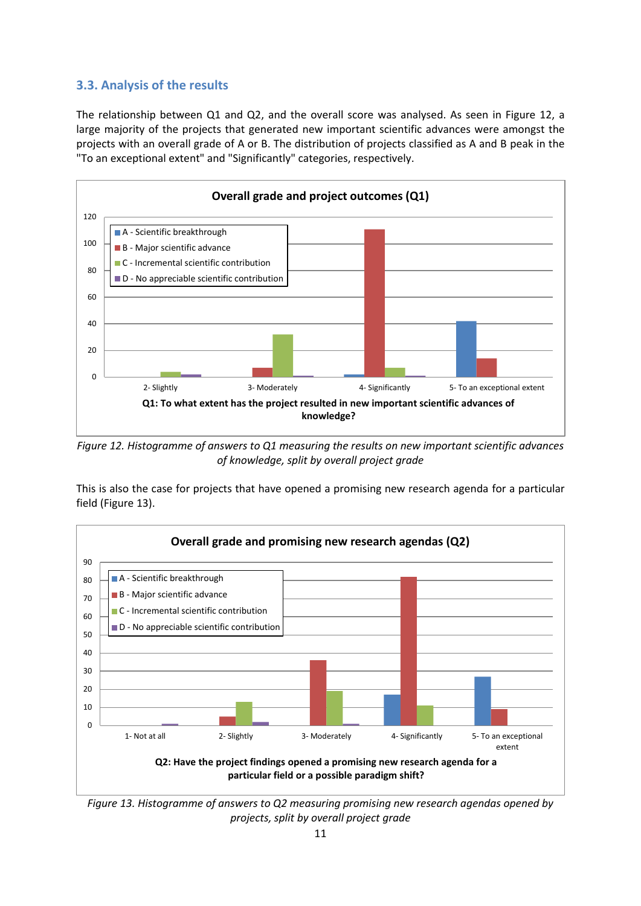### 3.3. Analysis of the results

The relationship between Q1 and Q2, and the overall score was analysed. As seen in Figure 12, a large majority of the projects that generated new important scientific advances were amongst the projects with an overall grade of A or B. The distribution of projects classified as A and B peak in the "To an exceptional extent" and "Significantly" categories, respectively.

*Figure 12. Histogramme of answers to Q1 measuring the results on new important scientific advances of knowledge, split by overall project grade*

This is also the case for projects that have opened a promising new research agenda for a particular field (Figure 13).

*Figure 13. Histogramme of answers to Q2 measuring promising new research agendas opened by projects, split by overall project grade*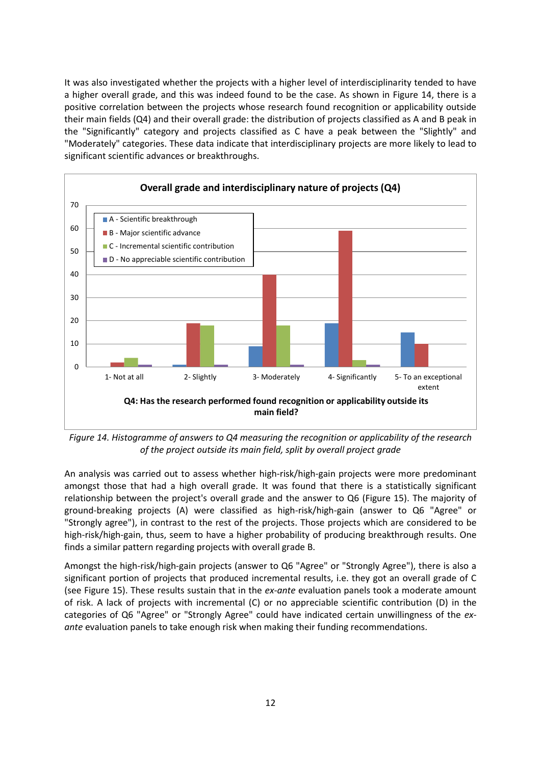It was also investigated whether the projects with a higher level of interdisciplinarity tended to have a higher overall grade, and this was indeed found to be the case. As shown in Figure 14, there is a positive correlation between the projects whose research found recognition or applicability outside their main fields (Q4) and their overall grade: the distribution of projects classified as A and B peak in the "Significantly" category and projects classified as C have a peak between the "Slightly" and "Moderately" categories. These data indicate that interdisciplinary projects are more likely to lead to significant scientific advances or breakthroughs.

*Figure 14. Histogramme of answers to Q4 measuring the recognition or applicability of the research of the project outside its main field, split by overall project grade*

An analysis was carried out to assess whether high-risk/high-gain projects were more predominant amongst those that had a high overall grade. It was found that there is a statistically significant relationship between the project's overall grade and the answer to Q6 (Figure 15). The majority of ground-breaking projects (A) were classified as high-risk/high-gain (answer to Q6 "Agree" or "Strongly agree"), in contrast to the rest of the projects. Those projects which are considered to be high-risk/high-gain, thus, seem to have a higher probability of producing breakthrough results. One finds a similar pattern regarding projects with overall grade B.

Amongst the high-risk/high-gain projects (answer to Q6 "Agree" or "Strongly Agree"), there is also a significant portion of projects that produced incremental results, i.e. they got an overall grade of C (see Figure 15). These results sustain that in the *ex-ante* evaluation panels took a moderate amount of risk. A lack of projects with incremental (C) or no appreciable scientific contribution (D) in the categories of Q6 "Agree" or "Strongly Agree" could have indicated certain unwillingness of the *ex-ante* evaluation panels to take enough risk when making their funding recommendations.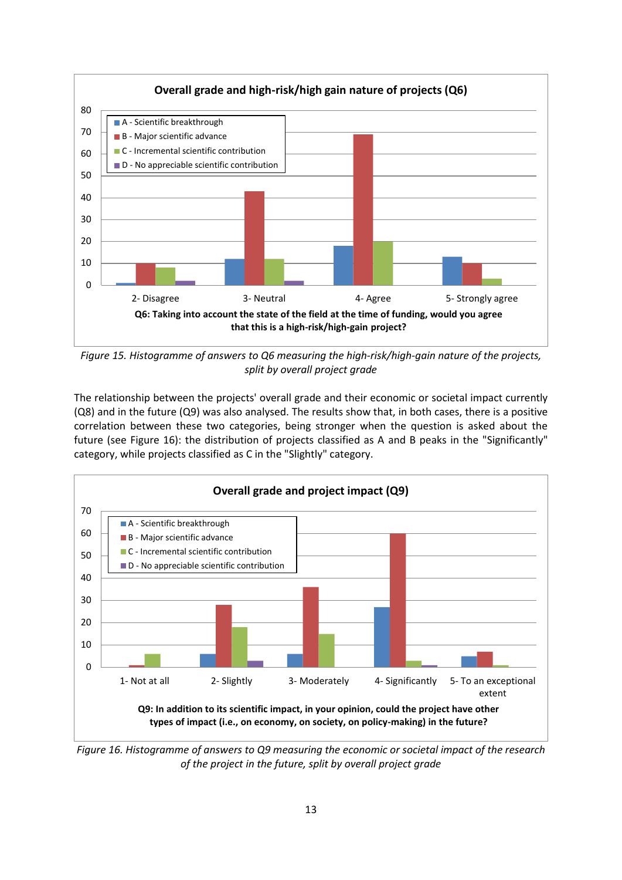Figure 15. Histogramme of answers to Q6 measuring the high-risk/high-gain nature of the projects, split by overall project grade

The relationship between the projects' overall grade and their economic or societal impact currently (Q8) and in the future (Q9) was also analysed. The results show that, in both cases, there is a positive correlation between these two categories, being stronger when the question is asked about the future (see Figure 16): the distribution of projects classified as A and B peaks in the "Significantly" category, while projects classified as C in the "Slightly" category.

Figure 16. Histogramme of answers to Q9 measuring the economic or societal impact of the research of the project in the future, split by overall project grade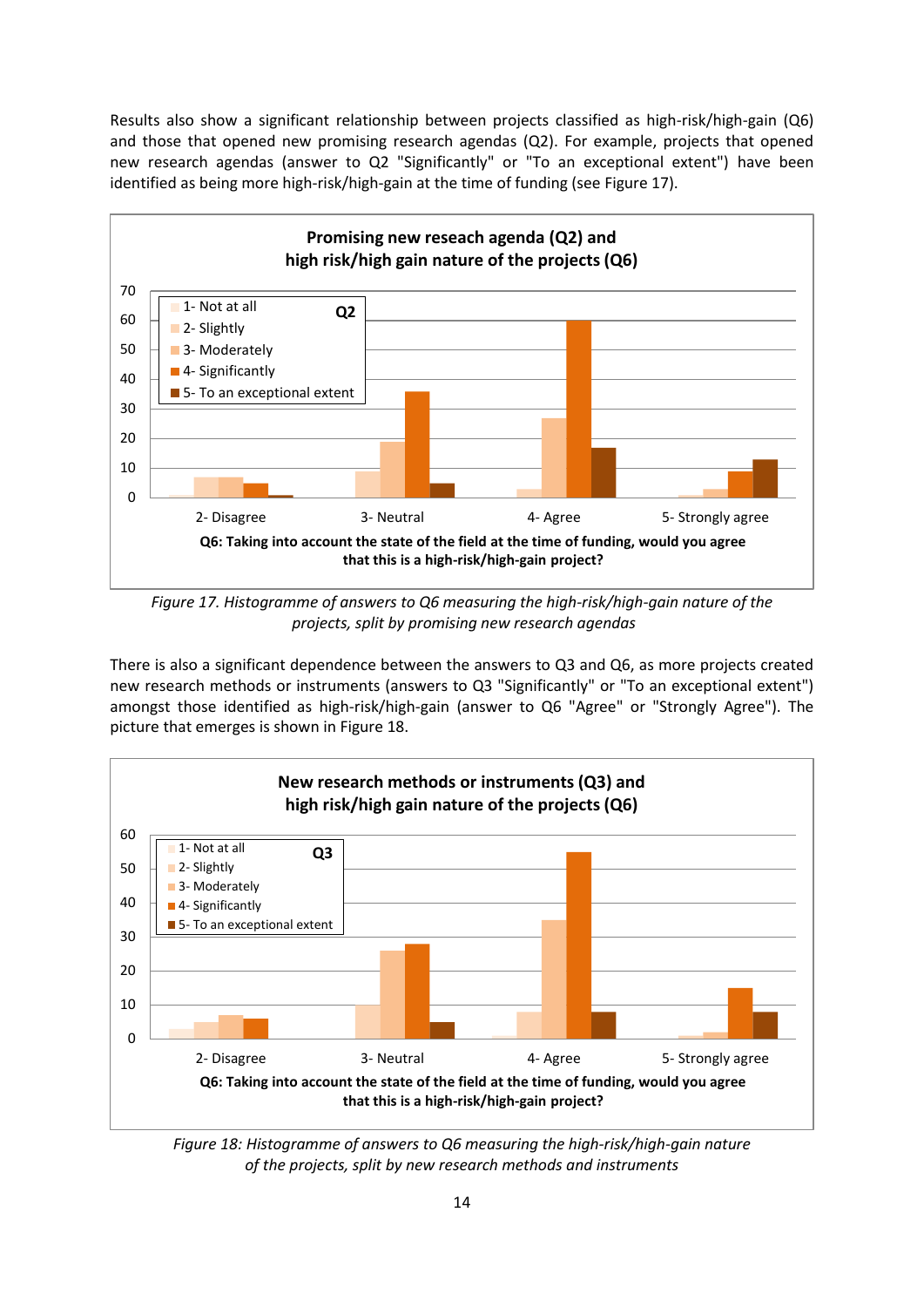Results also show a significant relationship between projects classified as high-risk/high-gain (Q6) and those that opened new promising research agendas (Q2). For example, projects that opened new research agendas (answer to Q2 "Significantly" or "To an exceptional extent") have been identified as being more high-risk/high-gain at the time of funding (see Figure 17).

*Figure 17. Histogramme of answers to Q6 measuring the high-risk/high-gain nature of the projects, split by promising new research agendas*

There is also a significant dependence between the answers to Q3 and Q6, as more projects created new research methods or instruments (answers to Q3 "Significantly" or "To an exceptional extent") amongst those identified as high-risk/high-gain (answer to Q6 "Agree" or "Strongly Agree"). The picture that emerges is shown in Figure 18.

*Figure 18: Histogramme of answers to Q6 measuring the high-risk/high-gain nature of the projects, split by new research methods and instruments*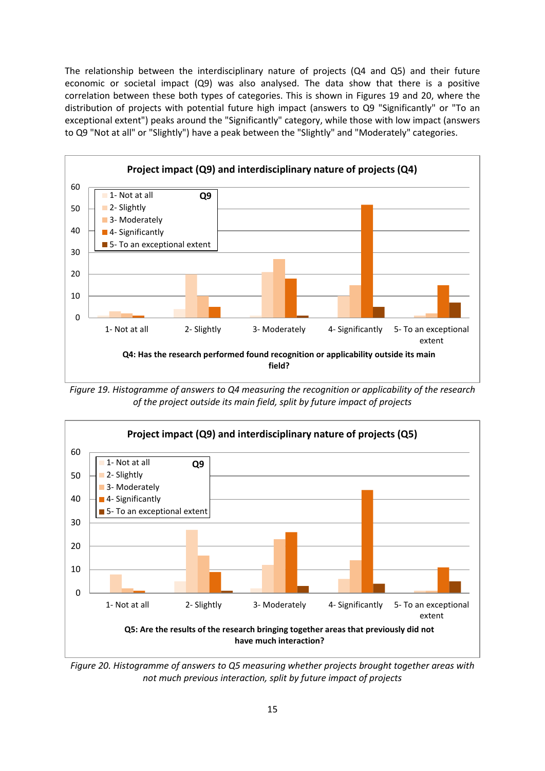The relationship between the interdisciplinary nature of projects (Q4 and Q5) and their future economic or societal impact (Q9) was also analysed. The data show that there is a positive correlation between these both types of categories. This is shown in Figures 19 and 20, where the distribution of projects with potential future high impact (answers to Q9 "Significantly" or "To an exceptional extent") peaks around the "Significantly" category, while those with low impact (answers to Q9 "Not at all" or "Slightly") have a peak between the "Slightly" and "Moderately" categories.

*Figure 19. Histogramme of answers to Q4 measuring the recognition or applicability of the research of the project outside its main field, split by future impact of projects*

*Figure 20. Histogramme of answers to Q5 measuring whether projects brought together areas with not much previous interaction, split by future impact of projects*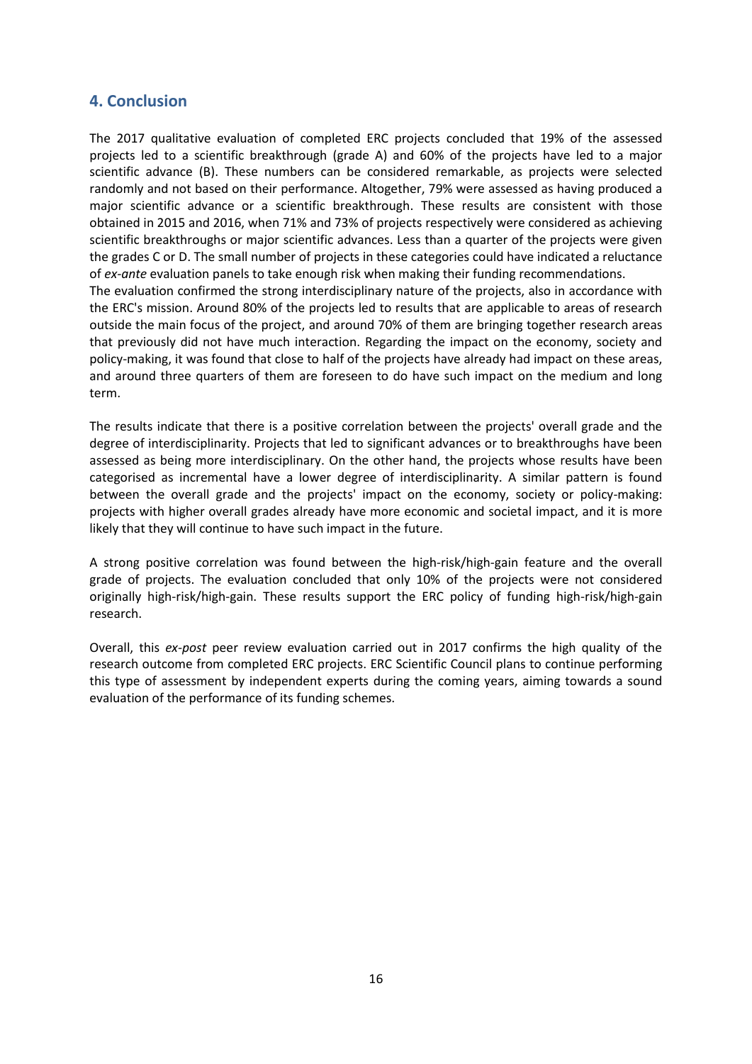## 4. Conclusion

The 2017 qualitative evaluation of completed ERC projects concluded that 19% of the assessed projects led to a scientific breakthrough (grade A) and 60% of the projects have led to a major scientific advance (B). These numbers can be considered remarkable, as projects were selected randomly and not based on their performance. Altogether, 79% were assessed as having produced a major scientific advance or a scientific breakthrough. These results are consistent with those obtained in 2015 and 2016, when 71% and 73% of projects respectively were considered as achieving scientific breakthroughs or major scientific advances. Less than a quarter of the projects were given the grades C or D. The small number of projects in these categories could have indicated a reluctance of *ex-ante* evaluation panels to take enough risk when making their funding recommendations.
The evaluation confirmed the strong interdisciplinary nature of the projects, also in accordance with the ERC's mission. Around 80% of the projects led to results that are applicable to areas of research outside the main focus of the project, and around 70% of them are bringing together research areas that previously did not have much interaction. Regarding the impact on the economy, society and policy-making, it was found that close to half of the projects have already had impact on these areas, and around three quarters of them are foreseen to do have such impact on the medium and long term.

The results indicate that there is a positive correlation between the projects' overall grade and the degree of interdisciplinarity. Projects that led to significant advances or to breakthroughs have been assessed as being more interdisciplinary. On the other hand, the projects whose results have been categorised as incremental have a lower degree of interdisciplinarity. A similar pattern is found between the overall grade and the projects' impact on the economy, society or policy-making: projects with higher overall grades already have more economic and societal impact, and it is more likely that they will continue to have such impact in the future.

A strong positive correlation was found between the high-risk/high-gain feature and the overall grade of projects. The evaluation concluded that only 10% of the projects were not considered originally high-risk/high-gain. These results support the ERC policy of funding high-risk/high-gain research.

Overall, this *ex-post* peer review evaluation carried out in 2017 confirms the high quality of the research outcome from completed ERC projects. ERC Scientific Council plans to continue performing this type of assessment by independent experts during the coming years, aiming towards a sound evaluation of the performance of its funding schemes.